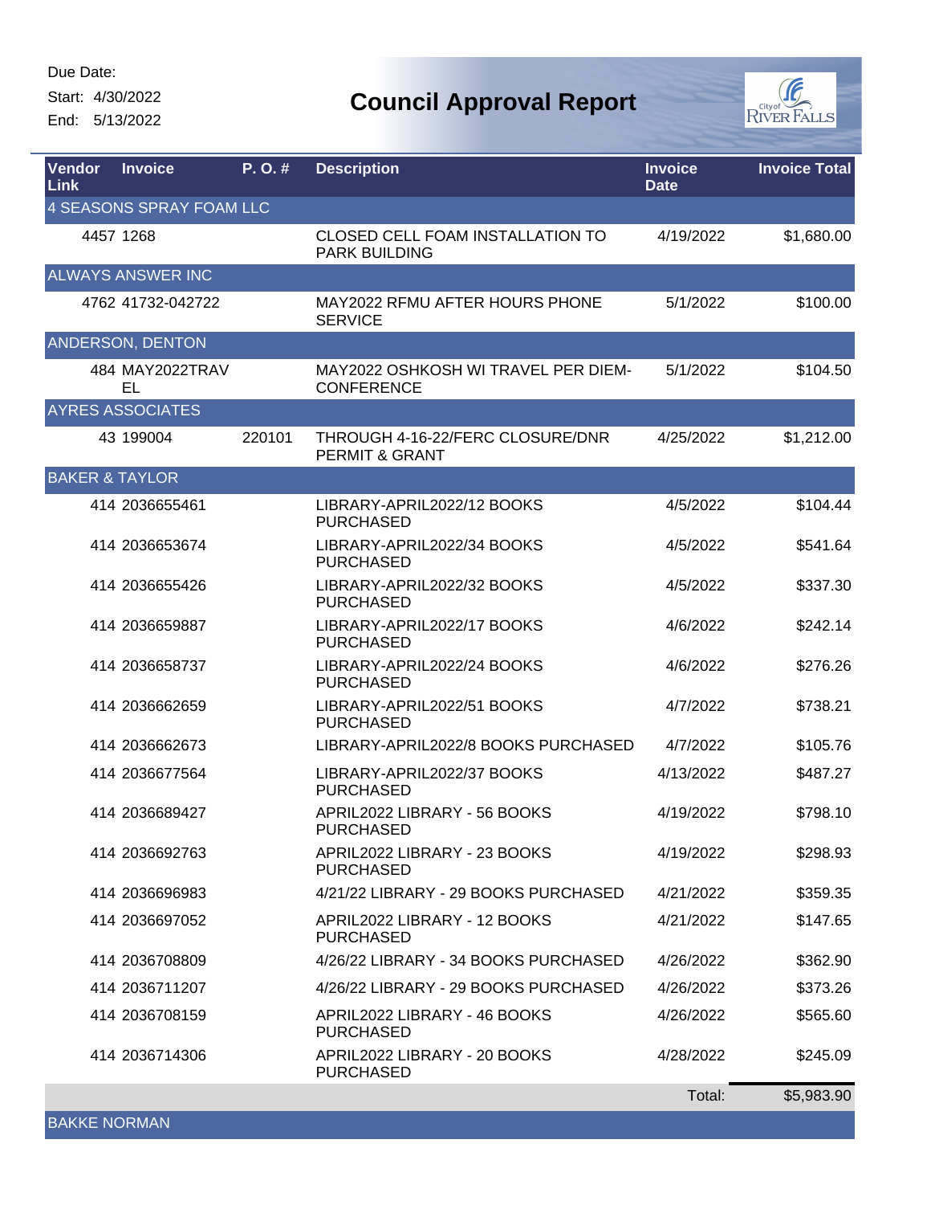Due Date:
Start: 4/30/2022
End: 5/13/2022

# Council Approval Report

| Vendor Link | Invoice | P. O. # | Description | Invoice Date | Invoice Total |
|---|---|---|---|---|---|
| **4 SEASONS SPRAY FOAM LLC** | | | | | |
| 4457 | 1268 | | CLOSED CELL FOAM INSTALLATION TO PARK BUILDING | 4/19/2022 | $1,680.00 |
| **ALWAYS ANSWER INC** | | | | | |
| 4762 | 41732-042722 | | MAY2022 RFMU AFTER HOURS PHONE SERVICE | 5/1/2022 | $100.00 |
| **ANDERSON, DENTON** | | | | | |
| 484 | MAY2022TRAVEL | | MAY2022 OSHKOSH WI TRAVEL PER DIEM-CONFERENCE | 5/1/2022 | $104.50 |
| **AYRES ASSOCIATES** | | | | | |
| 43 | 199004 | 220101 | THROUGH 4-16-22/FERC CLOSURE/DNR PERMIT & GRANT | 4/25/2022 | $1,212.00 |
| **BAKER & TAYLOR** | | | | | |
| 414 | 2036655461 | | LIBRARY-APRIL2022/12 BOOKS PURCHASED | 4/5/2022 | $104.44 |
| 414 | 2036653674 | | LIBRARY-APRIL2022/34 BOOKS PURCHASED | 4/5/2022 | $541.64 |
| 414 | 2036655426 | | LIBRARY-APRIL2022/32 BOOKS PURCHASED | 4/5/2022 | $337.30 |
| 414 | 2036659887 | | LIBRARY-APRIL2022/17 BOOKS PURCHASED | 4/6/2022 | $242.14 |
| 414 | 2036658737 | | LIBRARY-APRIL2022/24 BOOKS PURCHASED | 4/6/2022 | $276.26 |
| 414 | 2036662659 | | LIBRARY-APRIL2022/51 BOOKS PURCHASED | 4/7/2022 | $738.21 |
| 414 | 2036662673 | | LIBRARY-APRIL2022/8 BOOKS PURCHASED | 4/7/2022 | $105.76 |
| 414 | 2036677564 | | LIBRARY-APRIL2022/37 BOOKS PURCHASED | 4/13/2022 | $487.27 |
| 414 | 2036689427 | | APRIL2022 LIBRARY - 56 BOOKS PURCHASED | 4/19/2022 | $798.10 |
| 414 | 2036692763 | | APRIL2022 LIBRARY - 23 BOOKS PURCHASED | 4/19/2022 | $298.93 |
| 414 | 2036696983 | | 4/21/22 LIBRARY - 29 BOOKS PURCHASED | 4/21/2022 | $359.35 |
| 414 | 2036697052 | | APRIL2022 LIBRARY - 12 BOOKS PURCHASED | 4/21/2022 | $147.65 |
| 414 | 2036708809 | | 4/26/22 LIBRARY - 34 BOOKS PURCHASED | 4/26/2022 | $362.90 |
| 414 | 2036711207 | | 4/26/22 LIBRARY - 29 BOOKS PURCHASED | 4/26/2022 | $373.26 |
| 414 | 2036708159 | | APRIL2022 LIBRARY - 46 BOOKS PURCHASED | 4/26/2022 | $565.60 |
| 414 | 2036714306 | | APRIL2022 LIBRARY - 20 BOOKS PURCHASED | 4/28/2022 | $245.09 |
| | | | | Total: | $5,983.90 |
| **BAKKE NORMAN** | | | | | |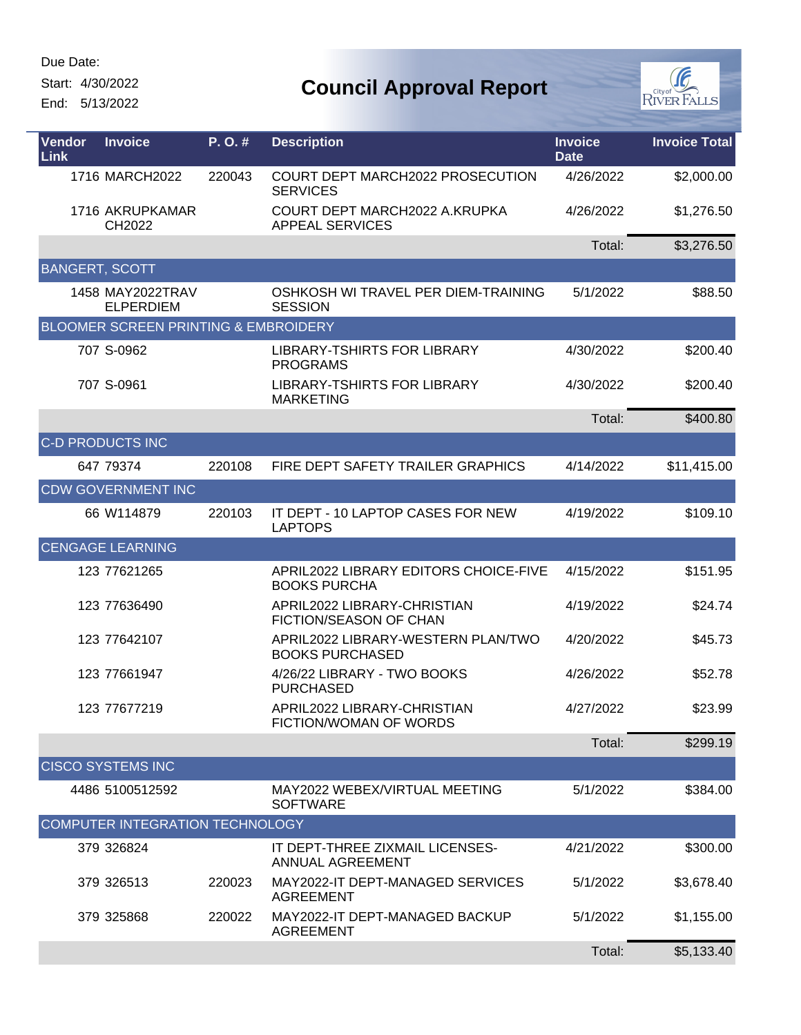Due Date:

Start: 4/30/2022

End: 5/13/2022

# Council Approval Report

| Vendor Link | Invoice | P. O. # | Description | Invoice Date | Invoice Total |
|---|---|---|---|---|---|
| 1716 | MARCH2022 | 220043 | COURT DEPT MARCH2022 PROSECUTION SERVICES | 4/26/2022 | $2,000.00 |
| 1716 | AKRUPKAMARCH2022 | | COURT DEPT MARCH2022 A.KRUPKA APPEAL SERVICES | 4/26/2022 | $1,276.50 |
| | | | | Total: | $3,276.50 |
| BANGERT, SCOTT | | | | | |
| 1458 | MAY2022TRAVELPERDIEM | | OSHKOSH WI TRAVEL PER DIEM-TRAINING SESSION | 5/1/2022 | $88.50 |
| BLOOMER SCREEN PRINTING & EMBROIDERY | | | | | |
| 707 | S-0962 | | LIBRARY-TSHIRTS FOR LIBRARY PROGRAMS | 4/30/2022 | $200.40 |
| 707 | S-0961 | | LIBRARY-TSHIRTS FOR LIBRARY MARKETING | 4/30/2022 | $200.40 |
| | | | | Total: | $400.80 |
| C-D PRODUCTS INC | | | | | |
| 647 | 79374 | 220108 | FIRE DEPT SAFETY TRAILER GRAPHICS | 4/14/2022 | $11,415.00 |
| CDW GOVERNMENT INC | | | | | |
| 66 | W114879 | 220103 | IT DEPT - 10 LAPTOP CASES FOR NEW LAPTOPS | 4/19/2022 | $109.10 |
| CENGAGE LEARNING | | | | | |
| 123 | 77621265 | | APRIL2022 LIBRARY EDITORS CHOICE-FIVE BOOKS PURCHA | 4/15/2022 | $151.95 |
| 123 | 77636490 | | APRIL2022 LIBRARY-CHRISTIAN FICTION/SEASON OF CHAN | 4/19/2022 | $24.74 |
| 123 | 77642107 | | APRIL2022 LIBRARY-WESTERN PLAN/TWO BOOKS PURCHASED | 4/20/2022 | $45.73 |
| 123 | 77661947 | | 4/26/22 LIBRARY - TWO BOOKS PURCHASED | 4/26/2022 | $52.78 |
| 123 | 77677219 | | APRIL2022 LIBRARY-CHRISTIAN FICTION/WOMAN OF WORDS | 4/27/2022 | $23.99 |
| | | | | Total: | $299.19 |
| CISCO SYSTEMS INC | | | | | |
| 4486 | 5100512592 | | MAY2022 WEBEX/VIRTUAL MEETING SOFTWARE | 5/1/2022 | $384.00 |
| COMPUTER INTEGRATION TECHNOLOGY | | | | | |
| 379 | 326824 | | IT DEPT-THREE ZIXMAIL LICENSES-ANNUAL AGREEMENT | 4/21/2022 | $300.00 |
| 379 | 326513 | 220023 | MAY2022-IT DEPT-MANAGED SERVICES AGREEMENT | 5/1/2022 | $3,678.40 |
| 379 | 325868 | 220022 | MAY2022-IT DEPT-MANAGED BACKUP AGREEMENT | 5/1/2022 | $1,155.00 |
| | | | | Total: | $5,133.40 |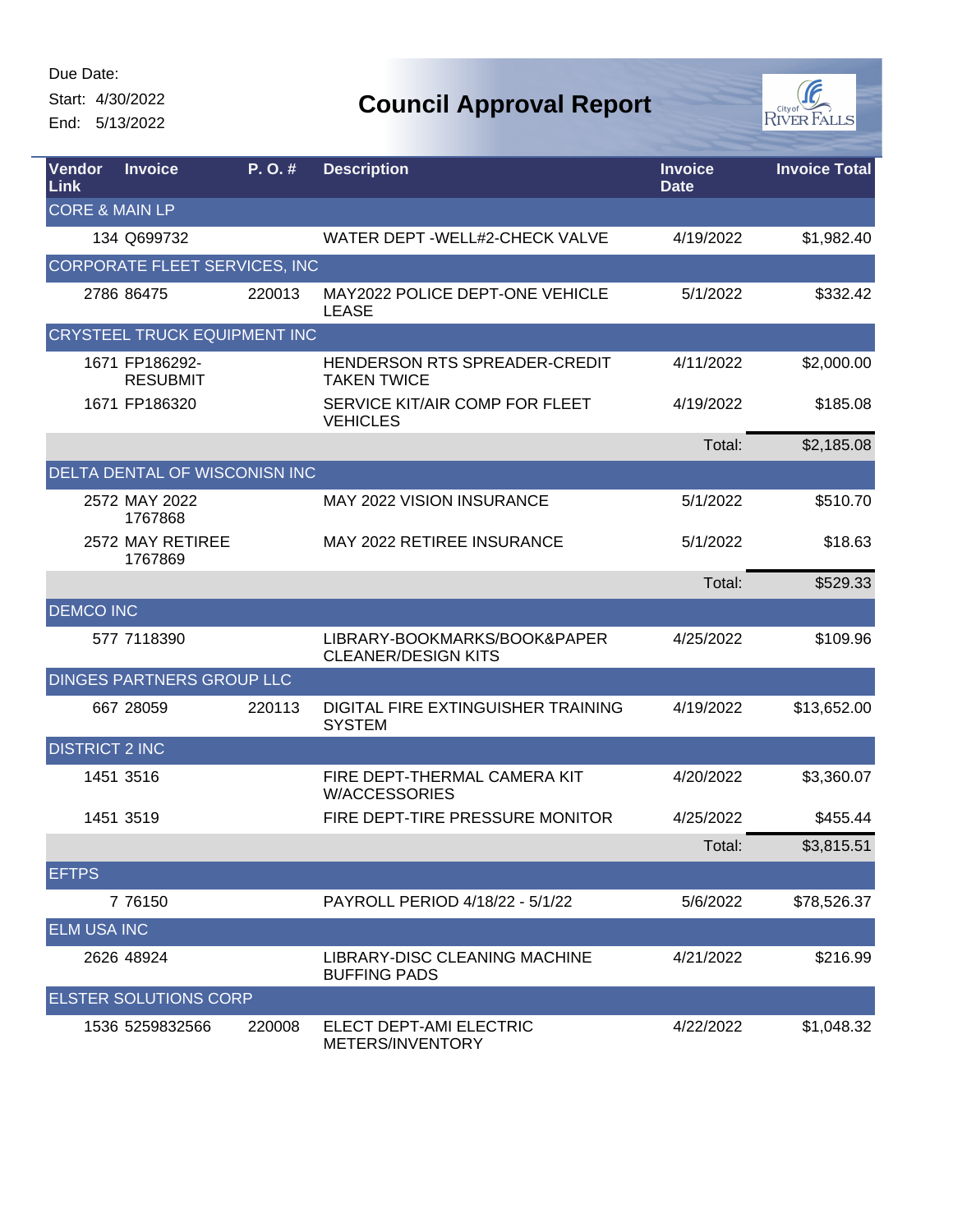Due Date:

Start: 4/30/2022

End: 5/13/2022

# Council Approval Report

| Vendor Link | Invoice | P. O. # | Description | Invoice Date | Invoice Total |
|---|---|---|---|---|---|
| CORE & MAIN LP | | | | | |
| 134 | Q699732 | | WATER DEPT -WELL#2-CHECK VALVE | 4/19/2022 | $1,982.40 |
| CORPORATE FLEET SERVICES, INC | | | | | |
| 2786 | 86475 | 220013 | MAY2022 POLICE DEPT-ONE VEHICLE LEASE | 5/1/2022 | $332.42 |
| CRYSTEEL TRUCK EQUIPMENT INC | | | | | |
| 1671 | FP186292-RESUBMIT | | HENDERSON RTS SPREADER-CREDIT TAKEN TWICE | 4/11/2022 | $2,000.00 |
| 1671 | FP186320 | | SERVICE KIT/AIR COMP FOR FLEET VEHICLES | 4/19/2022 | $185.08 |
| | | | | Total: | $2,185.08 |
| DELTA DENTAL OF WISCONISN INC | | | | | |
| 2572 | MAY 2022 1767868 | | MAY 2022 VISION INSURANCE | 5/1/2022 | $510.70 |
| 2572 | MAY RETIREE 1767869 | | MAY 2022 RETIREE INSURANCE | 5/1/2022 | $18.63 |
| | | | | Total: | $529.33 |
| DEMCO INC | | | | | |
| 577 | 7118390 | | LIBRARY-BOOKMARKS/BOOK&PAPER CLEANER/DESIGN KITS | 4/25/2022 | $109.96 |
| DINGES PARTNERS GROUP LLC | | | | | |
| 667 | 28059 | 220113 | DIGITAL FIRE EXTINGUISHER TRAINING SYSTEM | 4/19/2022 | $13,652.00 |
| DISTRICT 2 INC | | | | | |
| 1451 | 3516 | | FIRE DEPT-THERMAL CAMERA KIT W/ACCESSORIES | 4/20/2022 | $3,360.07 |
| 1451 | 3519 | | FIRE DEPT-TIRE PRESSURE MONITOR | 4/25/2022 | $455.44 |
| | | | | Total: | $3,815.51 |
| EFTPS | | | | | |
| 7 | 76150 | | PAYROLL PERIOD 4/18/22 - 5/1/22 | 5/6/2022 | $78,526.37 |
| ELM USA INC | | | | | |
| 2626 | 48924 | | LIBRARY-DISC CLEANING MACHINE BUFFING PADS | 4/21/2022 | $216.99 |
| ELSTER SOLUTIONS CORP | | | | | |
| 1536 | 5259832566 | 220008 | ELECT DEPT-AMI ELECTRIC METERS/INVENTORY | 4/22/2022 | $1,048.32 |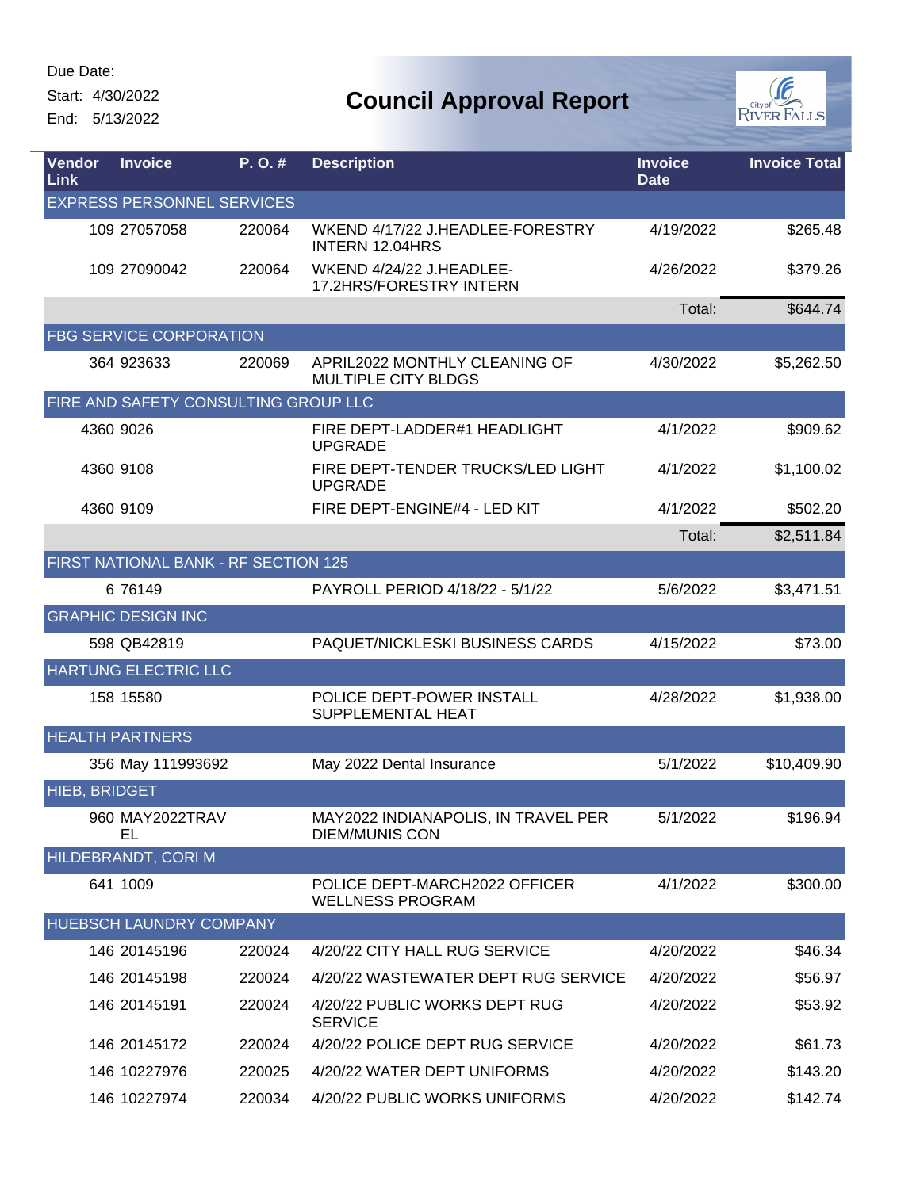Due Date:
Start: 4/30/2022
End: 5/13/2022

# Council Approval Report

| Vendor Link | Invoice | P. O. # | Description | Invoice Date | Invoice Total |
|---|---|---|---|---|---|
| EXPRESS PERSONNEL SERVICES | | | | | |
| 109 | 27057058 | 220064 | WKEND 4/17/22 J.HEADLEE-FORESTRY INTERN 12.04HRS | 4/19/2022 | $265.48 |
| 109 | 27090042 | 220064 | WKEND 4/24/22 J.HEADLEE-17.2HRS/FORESTRY INTERN | 4/26/2022 | $379.26 |
| | | | | Total: | $644.74 |
| FBG SERVICE CORPORATION | | | | | |
| 364 | 923633 | 220069 | APRIL2022 MONTHLY CLEANING OF MULTIPLE CITY BLDGS | 4/30/2022 | $5,262.50 |
| FIRE AND SAFETY CONSULTING GROUP LLC | | | | | |
| 4360 | 9026 | | FIRE DEPT-LADDER#1 HEADLIGHT UPGRADE | 4/1/2022 | $909.62 |
| 4360 | 9108 | | FIRE DEPT-TENDER TRUCKS/LED LIGHT UPGRADE | 4/1/2022 | $1,100.02 |
| 4360 | 9109 | | FIRE DEPT-ENGINE#4 - LED KIT | 4/1/2022 | $502.20 |
| | | | | Total: | $2,511.84 |
| FIRST NATIONAL BANK - RF SECTION 125 | | | | | |
| 6 | 76149 | | PAYROLL PERIOD 4/18/22 - 5/1/22 | 5/6/2022 | $3,471.51 |
| GRAPHIC DESIGN INC | | | | | |
| 598 | QB42819 | | PAQUET/NICKLESKI BUSINESS CARDS | 4/15/2022 | $73.00 |
| HARTUNG ELECTRIC LLC | | | | | |
| 158 | 15580 | | POLICE DEPT-POWER INSTALL SUPPLEMENTAL HEAT | 4/28/2022 | $1,938.00 |
| HEALTH PARTNERS | | | | | |
| 356 | May 111993692 | | May 2022 Dental Insurance | 5/1/2022 | $10,409.90 |
| HIEB, BRIDGET | | | | | |
| 960 | MAY2022TRAVEL | | MAY2022 INDIANAPOLIS, IN TRAVEL PER DIEM/MUNIS CON | 5/1/2022 | $196.94 |
| HILDEBRANDT, CORI M | | | | | |
| 641 | 1009 | | POLICE DEPT-MARCH2022 OFFICER WELLNESS PROGRAM | 4/1/2022 | $300.00 |
| HUEBSCH LAUNDRY COMPANY | | | | | |
| 146 | 20145196 | 220024 | 4/20/22 CITY HALL RUG SERVICE | 4/20/2022 | $46.34 |
| 146 | 20145198 | 220024 | 4/20/22 WASTEWATER DEPT RUG SERVICE | 4/20/2022 | $56.97 |
| 146 | 20145191 | 220024 | 4/20/22 PUBLIC WORKS DEPT RUG SERVICE | 4/20/2022 | $53.92 |
| 146 | 20145172 | 220024 | 4/20/22 POLICE DEPT RUG SERVICE | 4/20/2022 | $61.73 |
| 146 | 10227976 | 220025 | 4/20/22 WATER DEPT UNIFORMS | 4/20/2022 | $143.20 |
| 146 | 10227974 | 220034 | 4/20/22 PUBLIC WORKS UNIFORMS | 4/20/2022 | $142.74 |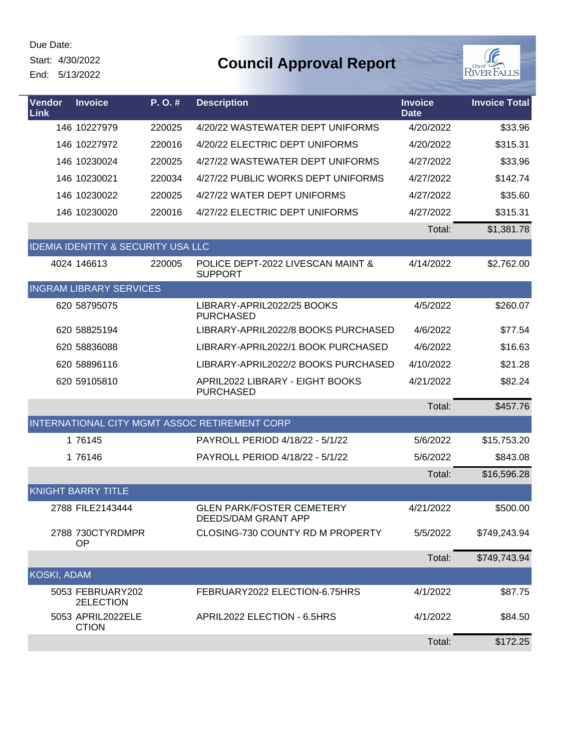Due Date:

Start: 4/30/2022

End: 5/13/2022

# Council Approval Report

| Vendor Link | Invoice | P. O. # | Description | Invoice Date | Invoice Total |
|---|---|---|---|---|---|
| 146 | 10227979 | 220025 | 4/20/22 WASTEWATER DEPT UNIFORMS | 4/20/2022 | $33.96 |
| 146 | 10227972 | 220016 | 4/20/22 ELECTRIC DEPT UNIFORMS | 4/20/2022 | $315.31 |
| 146 | 10230024 | 220025 | 4/27/22 WASTEWATER DEPT UNIFORMS | 4/27/2022 | $33.96 |
| 146 | 10230021 | 220034 | 4/27/22 PUBLIC WORKS DEPT UNIFORMS | 4/27/2022 | $142.74 |
| 146 | 10230022 | 220025 | 4/27/22 WATER DEPT UNIFORMS | 4/27/2022 | $35.60 |
| 146 | 10230020 | 220016 | 4/27/22 ELECTRIC DEPT UNIFORMS | 4/27/2022 | $315.31 |
| | | | | Total: | $1,381.78 |
| IDEMIA IDENTITY & SECURITY USA LLC | | | | | |
| 4024 | 146613 | 220005 | POLICE DEPT-2022 LIVESCAN MAINT & SUPPORT | 4/14/2022 | $2,762.00 |
| INGRAM LIBRARY SERVICES | | | | | |
| 620 | 58795075 | | LIBRARY-APRIL2022/25 BOOKS PURCHASED | 4/5/2022 | $260.07 |
| 620 | 58825194 | | LIBRARY-APRIL2022/8 BOOKS PURCHASED | 4/6/2022 | $77.54 |
| 620 | 58836088 | | LIBRARY-APRIL2022/1 BOOK PURCHASED | 4/6/2022 | $16.63 |
| 620 | 58896116 | | LIBRARY-APRIL2022/2 BOOKS PURCHASED | 4/10/2022 | $21.28 |
| 620 | 59105810 | | APRIL2022 LIBRARY - EIGHT BOOKS PURCHASED | 4/21/2022 | $82.24 |
| | | | | Total: | $457.76 |
| INTERNATIONAL CITY MGMT ASSOC RETIREMENT CORP | | | | | |
| 1 | 76145 | | PAYROLL PERIOD 4/18/22 - 5/1/22 | 5/6/2022 | $15,753.20 |
| 1 | 76146 | | PAYROLL PERIOD 4/18/22 - 5/1/22 | 5/6/2022 | $843.08 |
| | | | | Total: | $16,596.28 |
| KNIGHT BARRY TITLE | | | | | |
| 2788 | FILE2143444 | | GLEN PARK/FOSTER CEMETERY DEEDS/DAM GRANT APP | 4/21/2022 | $500.00 |
| 2788 | 730CTYRDMPROP | | CLOSING-730 COUNTY RD M PROPERTY | 5/5/2022 | $749,243.94 |
| | | | | Total: | $749,743.94 |
| KOSKI, ADAM | | | | | |
| 5053 | FEBRUARY2022ELECTION | | FEBRUARY2022 ELECTION-6.75HRS | 4/1/2022 | $87.75 |
| 5053 | APRIL2022ELECTION | | APRIL2022 ELECTION - 6.5HRS | 4/1/2022 | $84.50 |
| | | | | Total: | $172.25 |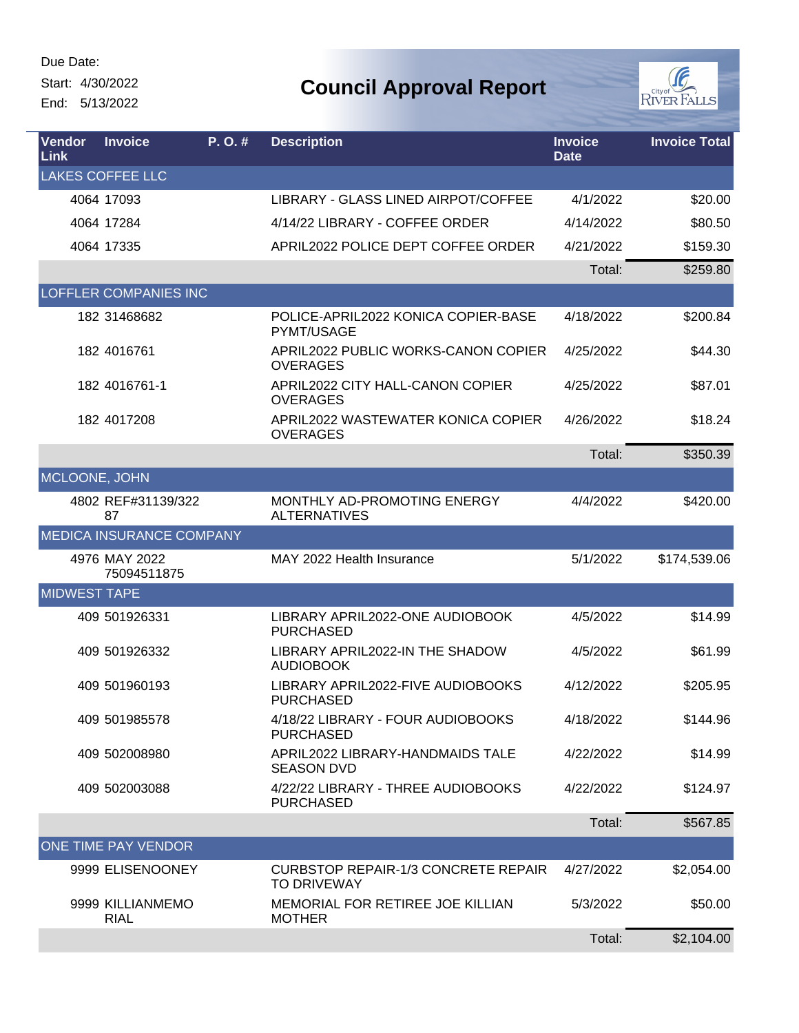Due Date:
Start: 4/30/2022
End: 5/13/2022

# Council Approval Report

| Vendor Link | Invoice | P. O. # | Description | Invoice Date | Invoice Total |
|---|---|---|---|---|---|
| LAKES COFFEE LLC | | | | | |
| 4064 | 17093 | | LIBRARY - GLASS LINED AIRPOT/COFFEE | 4/1/2022 | $20.00 |
| 4064 | 17284 | | 4/14/22 LIBRARY - COFFEE ORDER | 4/14/2022 | $80.50 |
| 4064 | 17335 | | APRIL2022 POLICE DEPT COFFEE ORDER | 4/21/2022 | $159.30 |
| | | | | Total: | $259.80 |
| LOFFLER COMPANIES INC | | | | | |
| 182 | 31468682 | | POLICE-APRIL2022 KONICA COPIER-BASE PYMT/USAGE | 4/18/2022 | $200.84 |
| 182 | 4016761 | | APRIL2022 PUBLIC WORKS-CANON COPIER OVERAGES | 4/25/2022 | $44.30 |
| 182 | 4016761-1 | | APRIL2022 CITY HALL-CANON COPIER OVERAGES | 4/25/2022 | $87.01 |
| 182 | 4017208 | | APRIL2022 WASTEWATER KONICA COPIER OVERAGES | 4/26/2022 | $18.24 |
| | | | | Total: | $350.39 |
| MCLOONE, JOHN | | | | | |
| 4802 | REF#31139/32287 | | MONTHLY AD-PROMOTING ENERGY ALTERNATIVES | 4/4/2022 | $420.00 |
| MEDICA INSURANCE COMPANY | | | | | |
| 4976 | MAY 2022 75094511875 | | MAY 2022 Health Insurance | 5/1/2022 | $174,539.06 |
| MIDWEST TAPE | | | | | |
| 409 | 501926331 | | LIBRARY APRIL2022-ONE AUDIOBOOK PURCHASED | 4/5/2022 | $14.99 |
| 409 | 501926332 | | LIBRARY APRIL2022-IN THE SHADOW AUDIOBOOK | 4/5/2022 | $61.99 |
| 409 | 501960193 | | LIBRARY APRIL2022-FIVE AUDIOBOOKS PURCHASED | 4/12/2022 | $205.95 |
| 409 | 501985578 | | 4/18/22 LIBRARY - FOUR AUDIOBOOKS PURCHASED | 4/18/2022 | $144.96 |
| 409 | 502008980 | | APRIL2022 LIBRARY-HANDMAIDS TALE SEASON DVD | 4/22/2022 | $14.99 |
| 409 | 502003088 | | 4/22/22 LIBRARY - THREE AUDIOBOOKS PURCHASED | 4/22/2022 | $124.97 |
| | | | | Total: | $567.85 |
| ONE TIME PAY VENDOR | | | | | |
| 9999 | ELISENOONEY | | CURBSTOP REPAIR-1/3 CONCRETE REPAIR TO DRIVEWAY | 4/27/2022 | $2,054.00 |
| 9999 | KILLIANMEMORIAL | | MEMORIAL FOR RETIREE JOE KILLIAN MOTHER | 5/3/2022 | $50.00 |
| | | | | Total: | $2,104.00 |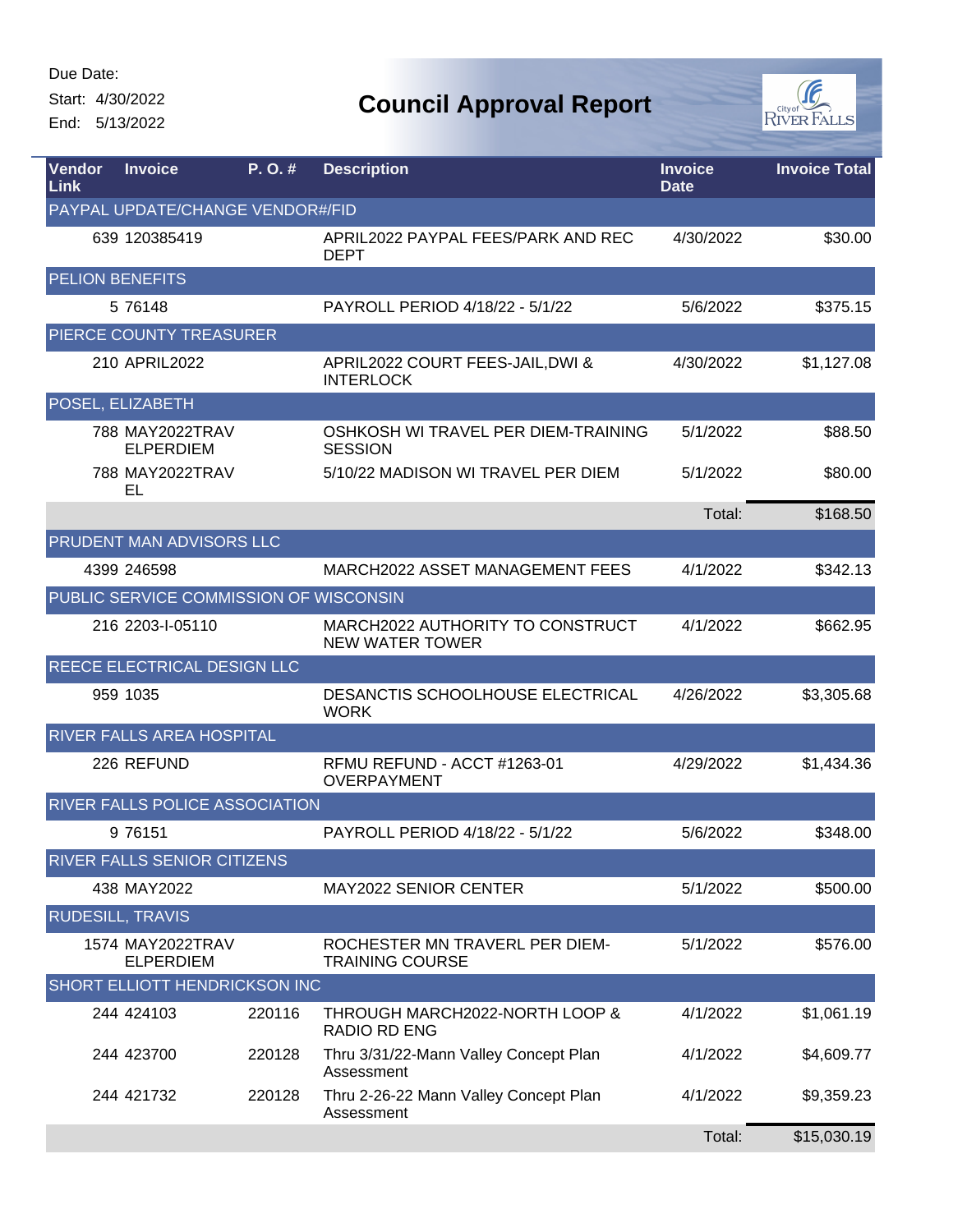Due Date:
Start: 4/30/2022
End: 5/13/2022

# Council Approval Report

| Vendor Link | Invoice | P. O. # | Description | Invoice Date | Invoice Total |
|---|---|---|---|---|---|
| PAYPAL UPDATE/CHANGE VENDOR#/FID | | | | | |
| 639 | 120385419 | | APRIL2022 PAYPAL FEES/PARK AND REC DEPT | 4/30/2022 | $30.00 |
| PELION BENEFITS | | | | | |
| 5 | 76148 | | PAYROLL PERIOD 4/18/22 - 5/1/22 | 5/6/2022 | $375.15 |
| PIERCE COUNTY TREASURER | | | | | |
| 210 | APRIL2022 | | APRIL2022 COURT FEES-JAIL,DWI & INTERLOCK | 4/30/2022 | $1,127.08 |
| POSEL, ELIZABETH | | | | | |
| 788 | MAY2022TRAV ELPERDIEM | | OSHKOSH WI TRAVEL PER DIEM-TRAINING SESSION | 5/1/2022 | $88.50 |
| 788 | MAY2022TRAV EL | | 5/10/22 MADISON WI TRAVEL PER DIEM | 5/1/2022 | $80.00 |
| | | | | Total: | $168.50 |
| PRUDENT MAN ADVISORS LLC | | | | | |
| 4399 | 246598 | | MARCH2022 ASSET MANAGEMENT FEES | 4/1/2022 | $342.13 |
| PUBLIC SERVICE COMMISSION OF WISCONSIN | | | | | |
| 216 | 2203-I-05110 | | MARCH2022 AUTHORITY TO CONSTRUCT NEW WATER TOWER | 4/1/2022 | $662.95 |
| REECE ELECTRICAL DESIGN LLC | | | | | |
| 959 | 1035 | | DESANCTIS SCHOOLHOUSE ELECTRICAL WORK | 4/26/2022 | $3,305.68 |
| RIVER FALLS AREA HOSPITAL | | | | | |
| 226 | REFUND | | RFMU REFUND - ACCT #1263-01 OVERPAYMENT | 4/29/2022 | $1,434.36 |
| RIVER FALLS POLICE ASSOCIATION | | | | | |
| 9 | 76151 | | PAYROLL PERIOD 4/18/22 - 5/1/22 | 5/6/2022 | $348.00 |
| RIVER FALLS SENIOR CITIZENS | | | | | |
| 438 | MAY2022 | | MAY2022 SENIOR CENTER | 5/1/2022 | $500.00 |
| RUDESILL, TRAVIS | | | | | |
| 1574 | MAY2022TRAV ELPERDIEM | | ROCHESTER MN TRAVERL PER DIEM-TRAINING COURSE | 5/1/2022 | $576.00 |
| SHORT ELLIOTT HENDRICKSON INC | | | | | |
| 244 | 424103 | 220116 | THROUGH MARCH2022-NORTH LOOP & RADIO RD ENG | 4/1/2022 | $1,061.19 |
| 244 | 423700 | 220128 | Thru 3/31/22-Mann Valley Concept Plan Assessment | 4/1/2022 | $4,609.77 |
| 244 | 421732 | 220128 | Thru 2-26-22 Mann Valley Concept Plan Assessment | 4/1/2022 | $9,359.23 |
| | | | | Total: | $15,030.19 |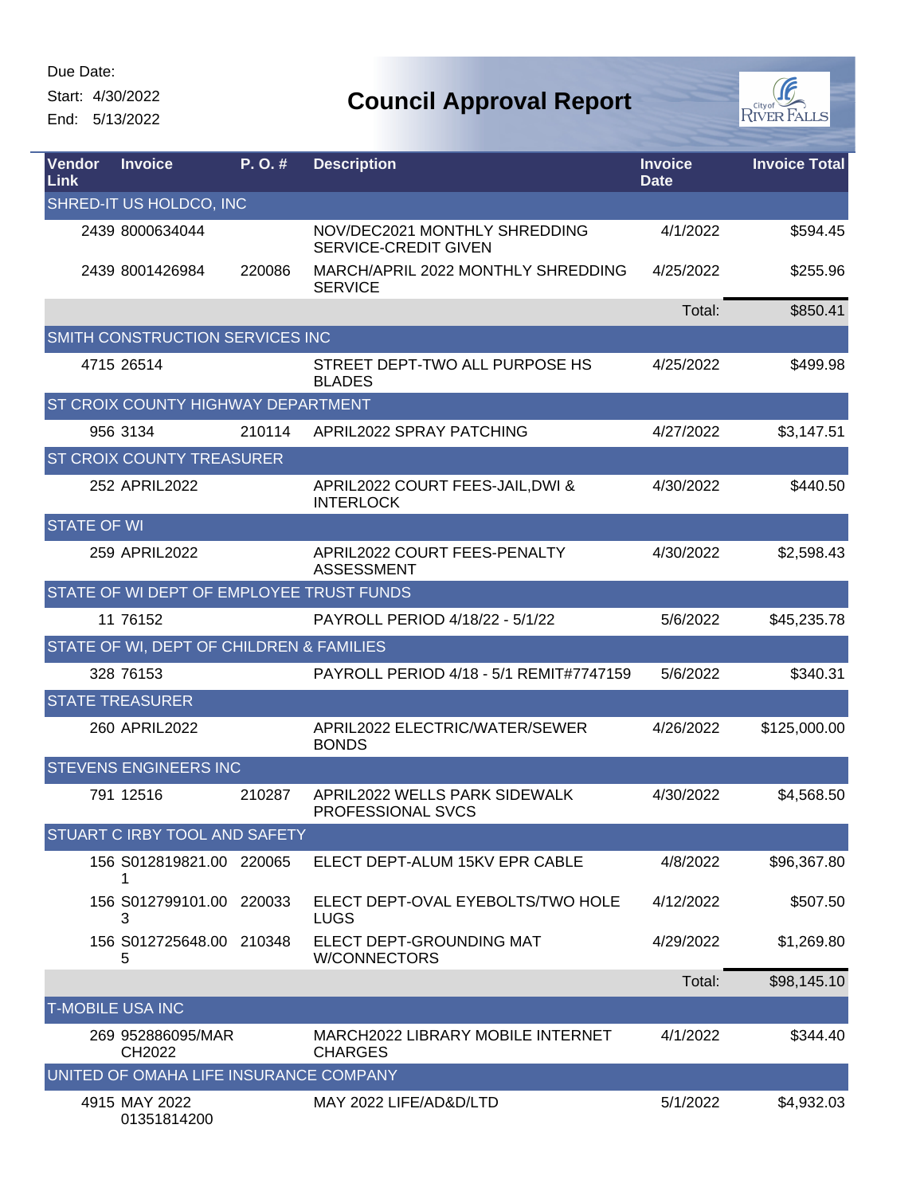Due Date:
Start: 4/30/2022
End: 5/13/2022

# Council Approval Report

| Vendor Link | Invoice | P. O. # | Description | Invoice Date | Invoice Total |
|---|---|---|---|---|---|
| SHRED-IT US HOLDCO, INC | | | | | |
| 2439 | 8000634044 | | NOV/DEC2021 MONTHLY SHREDDING SERVICE-CREDIT GIVEN | 4/1/2022 | $594.45 |
| 2439 | 8001426984 | 220086 | MARCH/APRIL 2022 MONTHLY SHREDDING SERVICE | 4/25/2022 | $255.96 |
| | | | | Total: | $850.41 |
| SMITH CONSTRUCTION SERVICES INC | | | | | |
| 4715 | 26514 | | STREET DEPT-TWO ALL PURPOSE HS BLADES | 4/25/2022 | $499.98 |
| ST CROIX COUNTY HIGHWAY DEPARTMENT | | | | | |
| 956 | 3134 | 210114 | APRIL2022 SPRAY PATCHING | 4/27/2022 | $3,147.51 |
| ST CROIX COUNTY TREASURER | | | | | |
| 252 | APRIL2022 | | APRIL2022 COURT FEES-JAIL,DWI & INTERLOCK | 4/30/2022 | $440.50 |
| STATE OF WI | | | | | |
| 259 | APRIL2022 | | APRIL2022 COURT FEES-PENALTY ASSESSMENT | 4/30/2022 | $2,598.43 |
| STATE OF WI DEPT OF EMPLOYEE TRUST FUNDS | | | | | |
| 11 | 76152 | | PAYROLL PERIOD 4/18/22 - 5/1/22 | 5/6/2022 | $45,235.78 |
| STATE OF WI, DEPT OF CHILDREN & FAMILIES | | | | | |
| 328 | 76153 | | PAYROLL PERIOD 4/18 - 5/1 REMIT#7747159 | 5/6/2022 | $340.31 |
| STATE TREASURER | | | | | |
| 260 | APRIL2022 | | APRIL2022 ELECTRIC/WATER/SEWER BONDS | 4/26/2022 | $125,000.00 |
| STEVENS ENGINEERS INC | | | | | |
| 791 | 12516 | 210287 | APRIL2022 WELLS PARK SIDEWALK PROFESSIONAL SVCS | 4/30/2022 | $4,568.50 |
| STUART C IRBY TOOL AND SAFETY | | | | | |
| 156 | S012819821.001 | 220065 | ELECT DEPT-ALUM 15KV EPR CABLE | 4/8/2022 | $96,367.80 |
| 156 | S012799101.003 | 220033 | ELECT DEPT-OVAL EYEBOLTS/TWO HOLE LUGS | 4/12/2022 | $507.50 |
| 156 | S012725648.005 | 210348 | ELECT DEPT-GROUNDING MAT W/CONNECTORS | 4/29/2022 | $1,269.80 |
| | | | | Total: | $98,145.10 |
| T-MOBILE USA INC | | | | | |
| 269 | 952886095/MARCH2022 | | MARCH2022 LIBRARY MOBILE INTERNET CHARGES | 4/1/2022 | $344.40 |
| UNITED OF OMAHA LIFE INSURANCE COMPANY | | | | | |
| 4915 | MAY 2022 01351814200 | | MAY 2022 LIFE/AD&D/LTD | 5/1/2022 | $4,932.03 |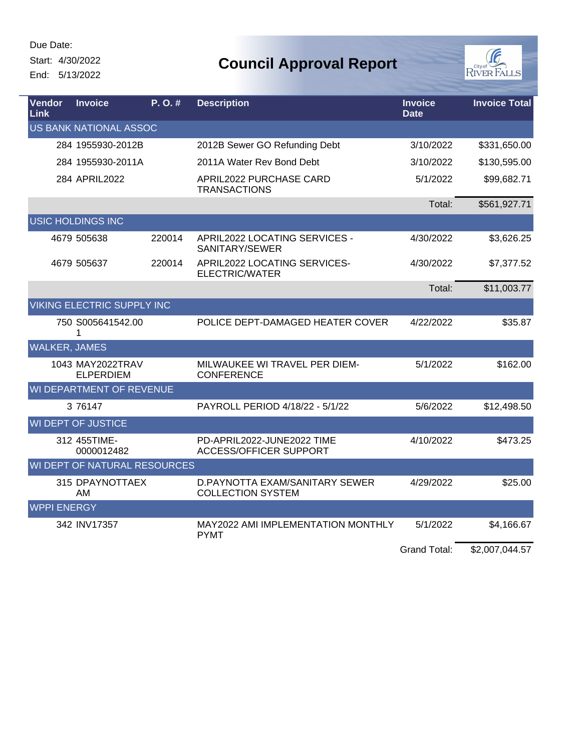Due Date:
Start: 4/30/2022
End: 5/13/2022

# Council Approval Report

| Vendor Link | Invoice | P. O. # | Description | Invoice Date | Invoice Total |
|---|---|---|---|---|---|
| US BANK NATIONAL ASSOC | | | | | |
| 284 | 1955930-2012B | | 2012B Sewer GO Refunding Debt | 3/10/2022 | $331,650.00 |
| 284 | 1955930-2011A | | 2011A Water Rev Bond Debt | 3/10/2022 | $130,595.00 |
| 284 | APRIL2022 | | APRIL2022 PURCHASE CARD TRANSACTIONS | 5/1/2022 | $99,682.71 |
| | | | | Total: | $561,927.71 |
| USIC HOLDINGS INC | | | | | |
| 4679 | 505638 | 220014 | APRIL2022 LOCATING SERVICES - SANITARY/SEWER | 4/30/2022 | $3,626.25 |
| 4679 | 505637 | 220014 | APRIL2022 LOCATING SERVICES-ELECTRIC/WATER | 4/30/2022 | $7,377.52 |
| | | | | Total: | $11,003.77 |
| VIKING ELECTRIC SUPPLY INC | | | | | |
| 750 | S005641542.001 | | POLICE DEPT-DAMAGED HEATER COVER | 4/22/2022 | $35.87 |
| WALKER, JAMES | | | | | |
| 1043 | MAY2022TRAVELPERDIEM | | MILWAUKEE WI TRAVEL PER DIEM-CONFERENCE | 5/1/2022 | $162.00 |
| WI DEPARTMENT OF REVENUE | | | | | |
| 3 | 76147 | | PAYROLL PERIOD 4/18/22 - 5/1/22 | 5/6/2022 | $12,498.50 |
| WI DEPT OF JUSTICE | | | | | |
| 312 | 455TIME-0000012482 | | PD-APRIL2022-JUNE2022 TIME ACCESS/OFFICER SUPPORT | 4/10/2022 | $473.25 |
| WI DEPT OF NATURAL RESOURCES | | | | | |
| 315 | DPAYNOTTAEXAM | | D.PAYNOTTA EXAM/SANITARY SEWER COLLECTION SYSTEM | 4/29/2022 | $25.00 |
| WPPI ENERGY | | | | | |
| 342 | INV17357 | | MAY2022 AMI IMPLEMENTATION MONTHLY PYMT | 5/1/2022 | $4,166.67 |
| | | | | Grand Total: | $2,007,044.57 |